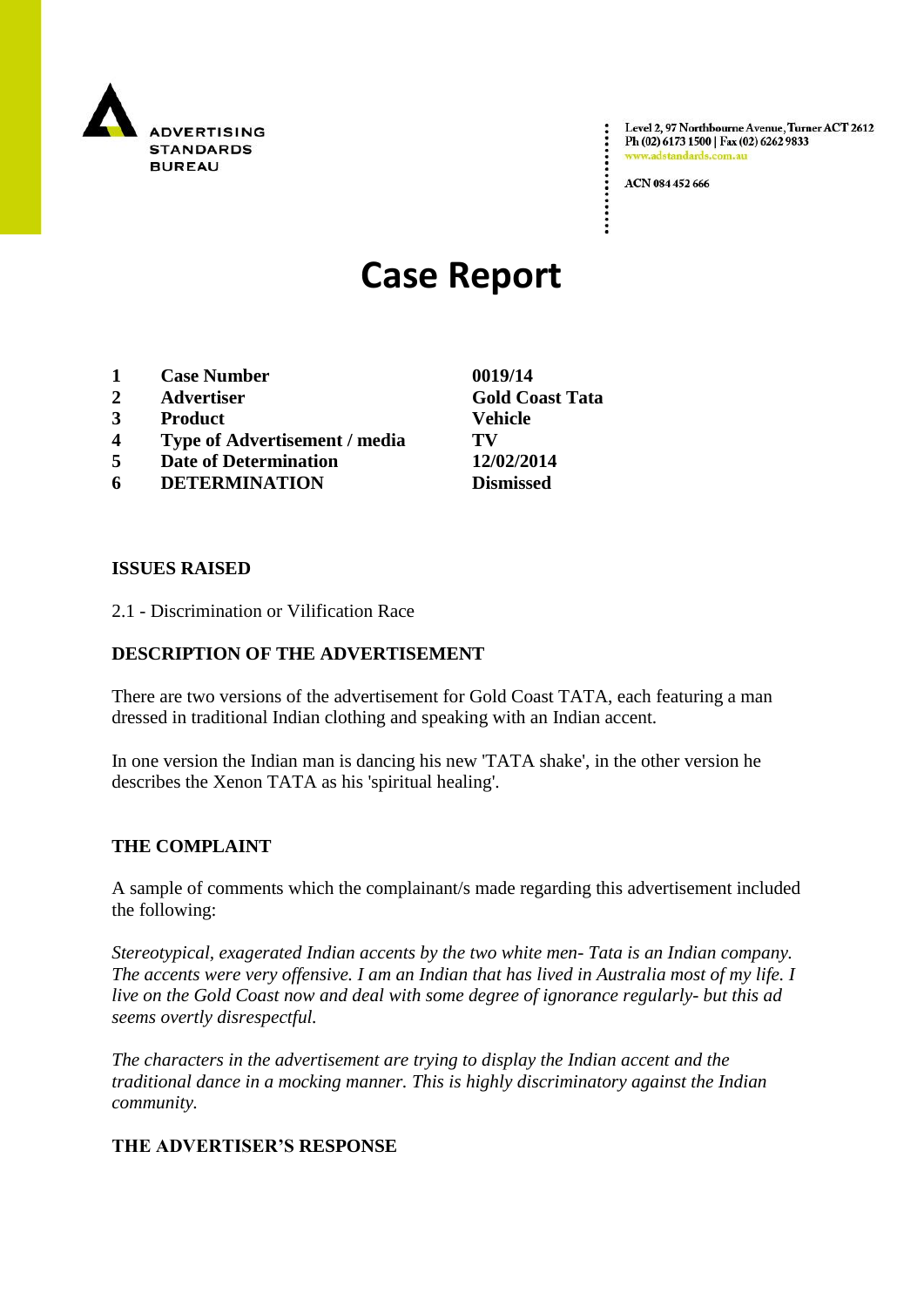ADVERTISING STANDARDS BUREAU

Level 2, 97 Northbourne Avenue, Turner ACT 2612
Ph (02) 6173 1500 | Fax (02) 6262 9833
www.adstandards.com.au

ACN 084 452 666

# Case Report

| | | |
|---|---|---|
| **1** | **Case Number** | **0019/14** |
| **2** | **Advertiser** | **Gold Coast Tata** |
| **3** | **Product** | **Vehicle** |
| **4** | **Type of Advertisement / media** | **TV** |
| **5** | **Date of Determination** | **12/02/2014** |
| **6** | **DETERMINATION** | **Dismissed** |

**ISSUES RAISED**

2.1 - Discrimination or Vilification Race

**DESCRIPTION OF THE ADVERTISEMENT**

There are two versions of the advertisement for Gold Coast TATA, each featuring a man dressed in traditional Indian clothing and speaking with an Indian accent.

In one version the Indian man is dancing his new 'TATA shake', in the other version he describes the Xenon TATA as his 'spiritual healing'.

**THE COMPLAINT**

A sample of comments which the complainant/s made regarding this advertisement included the following:

*Stereotypical, exagerated Indian accents by the two white men- Tata is an Indian company. The accents were very offensive. I am an Indian that has lived in Australia most of my life. I live on the Gold Coast now and deal with some degree of ignorance regularly- but this ad seems overtly disrespectful.*

*The characters in the advertisement are trying to display the Indian accent and the traditional dance in a mocking manner. This is highly discriminatory against the Indian community.*

**THE ADVERTISER'S RESPONSE**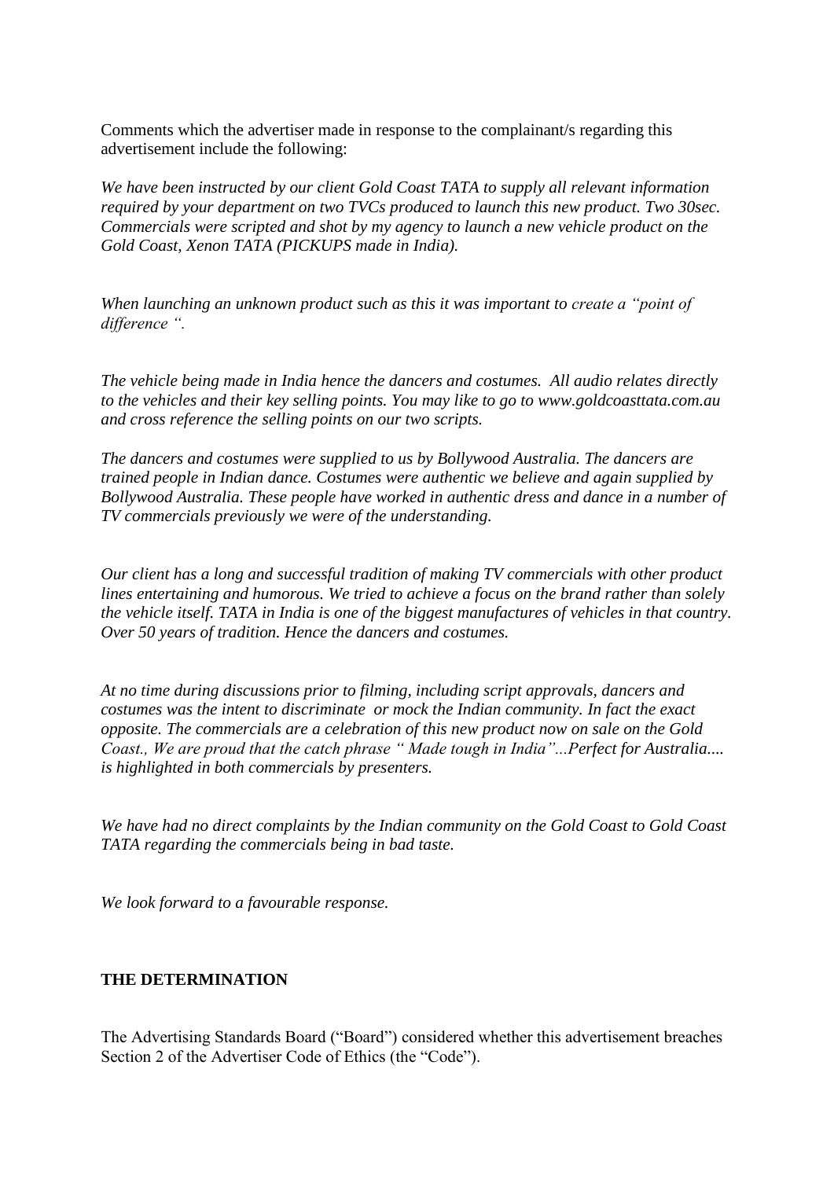Comments which the advertiser made in response to the complainant/s regarding this advertisement include the following:

*We have been instructed by our client Gold Coast TATA to supply all relevant information required by your department on two TVCs produced to launch this new product. Two 30sec. Commercials were scripted and shot by my agency to launch a new vehicle product on the Gold Coast, Xenon TATA (PICKUPS made in India).*

*When launching an unknown product such as this it was important to create a "point of difference ".*

*The vehicle being made in India hence the dancers and costumes. All audio relates directly to the vehicles and their key selling points. You may like to go to www.goldcoasttata.com.au and cross reference the selling points on our two scripts.*

*The dancers and costumes were supplied to us by Bollywood Australia. The dancers are trained people in Indian dance. Costumes were authentic we believe and again supplied by Bollywood Australia. These people have worked in authentic dress and dance in a number of TV commercials previously we were of the understanding.*

*Our client has a long and successful tradition of making TV commercials with other product lines entertaining and humorous. We tried to achieve a focus on the brand rather than solely the vehicle itself. TATA in India is one of the biggest manufactures of vehicles in that country. Over 50 years of tradition. Hence the dancers and costumes.*

*At no time during discussions prior to filming, including script approvals, dancers and costumes was the intent to discriminate or mock the Indian community. In fact the exact opposite. The commercials are a celebration of this new product now on sale on the Gold Coast., We are proud that the catch phrase " Made tough in India"...Perfect for Australia.... is highlighted in both commercials by presenters.*

*We have had no direct complaints by the Indian community on the Gold Coast to Gold Coast TATA regarding the commercials being in bad taste.*

*We look forward to a favourable response.*

**THE DETERMINATION**

The Advertising Standards Board ("Board") considered whether this advertisement breaches Section 2 of the Advertiser Code of Ethics (the "Code").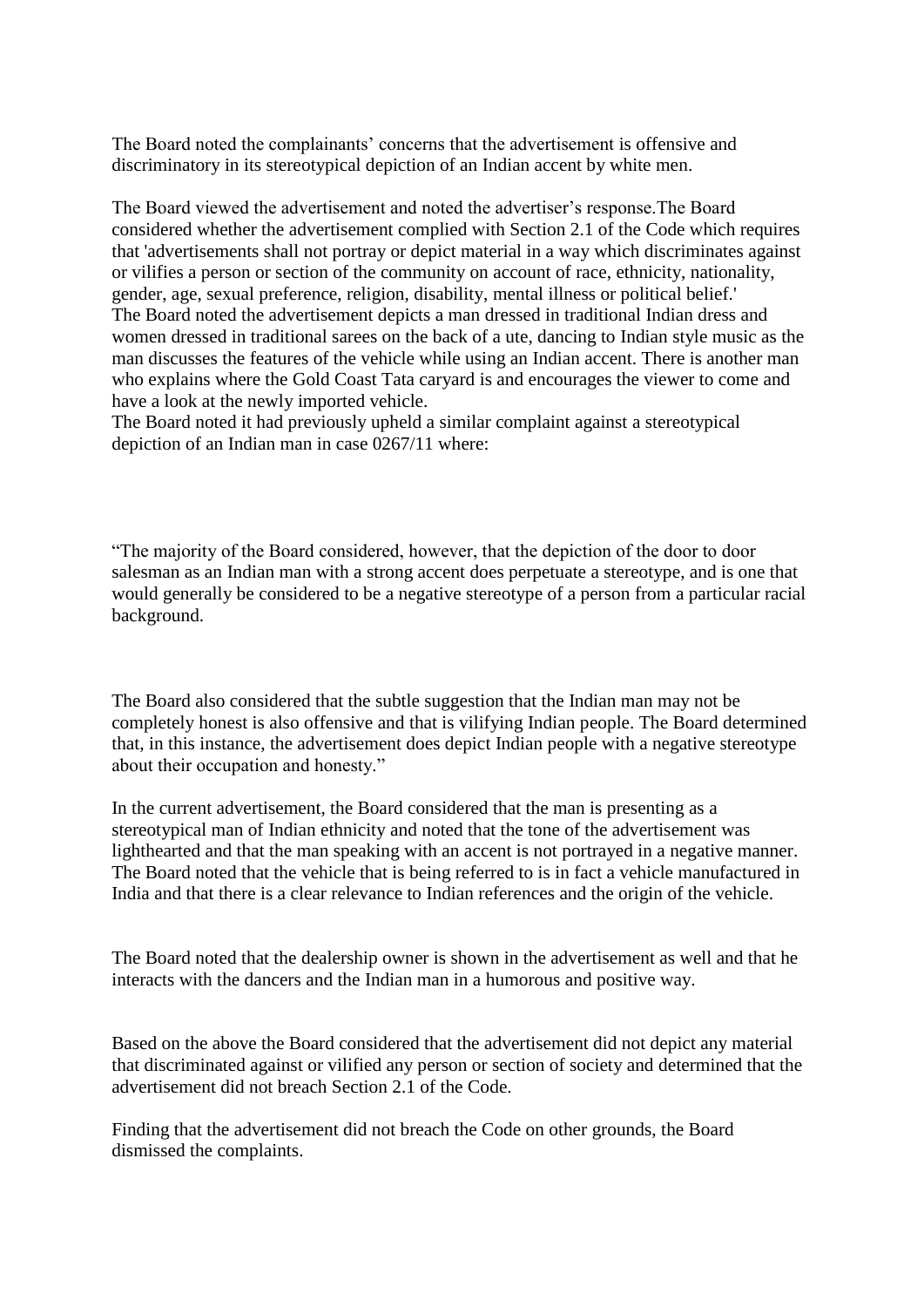The Board noted the complainants' concerns that the advertisement is offensive and discriminatory in its stereotypical depiction of an Indian accent by white men.

The Board viewed the advertisement and noted the advertiser's response.The Board considered whether the advertisement complied with Section 2.1 of the Code which requires that 'advertisements shall not portray or depict material in a way which discriminates against or vilifies a person or section of the community on account of race, ethnicity, nationality, gender, age, sexual preference, religion, disability, mental illness or political belief.'

The Board noted the advertisement depicts a man dressed in traditional Indian dress and women dressed in traditional sarees on the back of a ute, dancing to Indian style music as the man discusses the features of the vehicle while using an Indian accent. There is another man who explains where the Gold Coast Tata caryard is and encourages the viewer to come and have a look at the newly imported vehicle.

The Board noted it had previously upheld a similar complaint against a stereotypical depiction of an Indian man in case 0267/11 where:

"The majority of the Board considered, however, that the depiction of the door to door salesman as an Indian man with a strong accent does perpetuate a stereotype, and is one that would generally be considered to be a negative stereotype of a person from a particular racial background.

The Board also considered that the subtle suggestion that the Indian man may not be completely honest is also offensive and that is vilifying Indian people. The Board determined that, in this instance, the advertisement does depict Indian people with a negative stereotype about their occupation and honesty."

In the current advertisement, the Board considered that the man is presenting as a stereotypical man of Indian ethnicity and noted that the tone of the advertisement was lighthearted and that the man speaking with an accent is not portrayed in a negative manner. The Board noted that the vehicle that is being referred to is in fact a vehicle manufactured in India and that there is a clear relevance to Indian references and the origin of the vehicle.

The Board noted that the dealership owner is shown in the advertisement as well and that he interacts with the dancers and the Indian man in a humorous and positive way.

Based on the above the Board considered that the advertisement did not depict any material that discriminated against or vilified any person or section of society and determined that the advertisement did not breach Section 2.1 of the Code.

Finding that the advertisement did not breach the Code on other grounds, the Board dismissed the complaints.